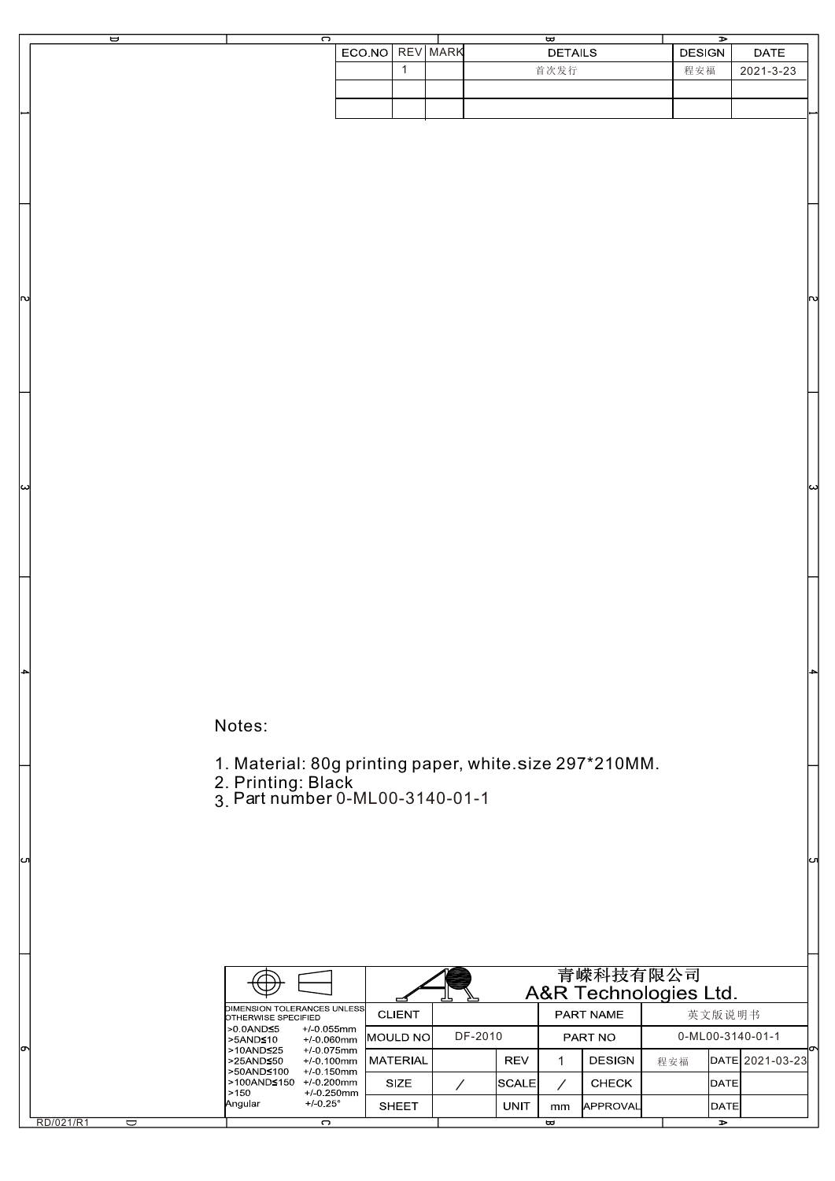| ECO.NO | REV | MARK | DETAILS | DESIGN | DATE |
|---|---|---|---|---|---|
| | 1 | | 首次发行 | 程安福 | 2021-3-23 |
| | | | | | |
| | | | | | |

Notes:

1. Material: 80g printing paper, white.size 297*210MM.
2. Printing: Black
3. Part number 0-ML00-3140-01-1

青嵘科技有限公司
A&R Technologies Ltd.

| DIMENSION TOLERANCES UNLESS OTHERWISE SPECIFIED | |
|---|---|
| >0.0AND≤5 | +/-0.055mm |
| >5AND≤10 | +/-0.060mm |
| >10AND≤25 | +/-0.075mm |
| >25AND≤50 | +/-0.100mm |
| >50AND≤100 | +/-0.150mm |
| >100AND≤150 | +/-0.200mm |
| >150 | +/-0.250mm |
| Angular | +/-0.25° |

| CLIENT | | | | PART NAME | 英文版说明书 | | |
|---|---|---|---|---|---|---|---|
| MOULD NO | DF-2010 | | | PART NO | 0-ML00-3140-01-1 | | |
| MATERIAL | | REV | 1 | DESIGN | 程安福 | DATE | 2021-03-23 |
| SIZE | / | SCALE | / | CHECK | | DATE | |
| SHEET | | UNIT | mm | APPROVAL | | DATE | |

RD/021/R1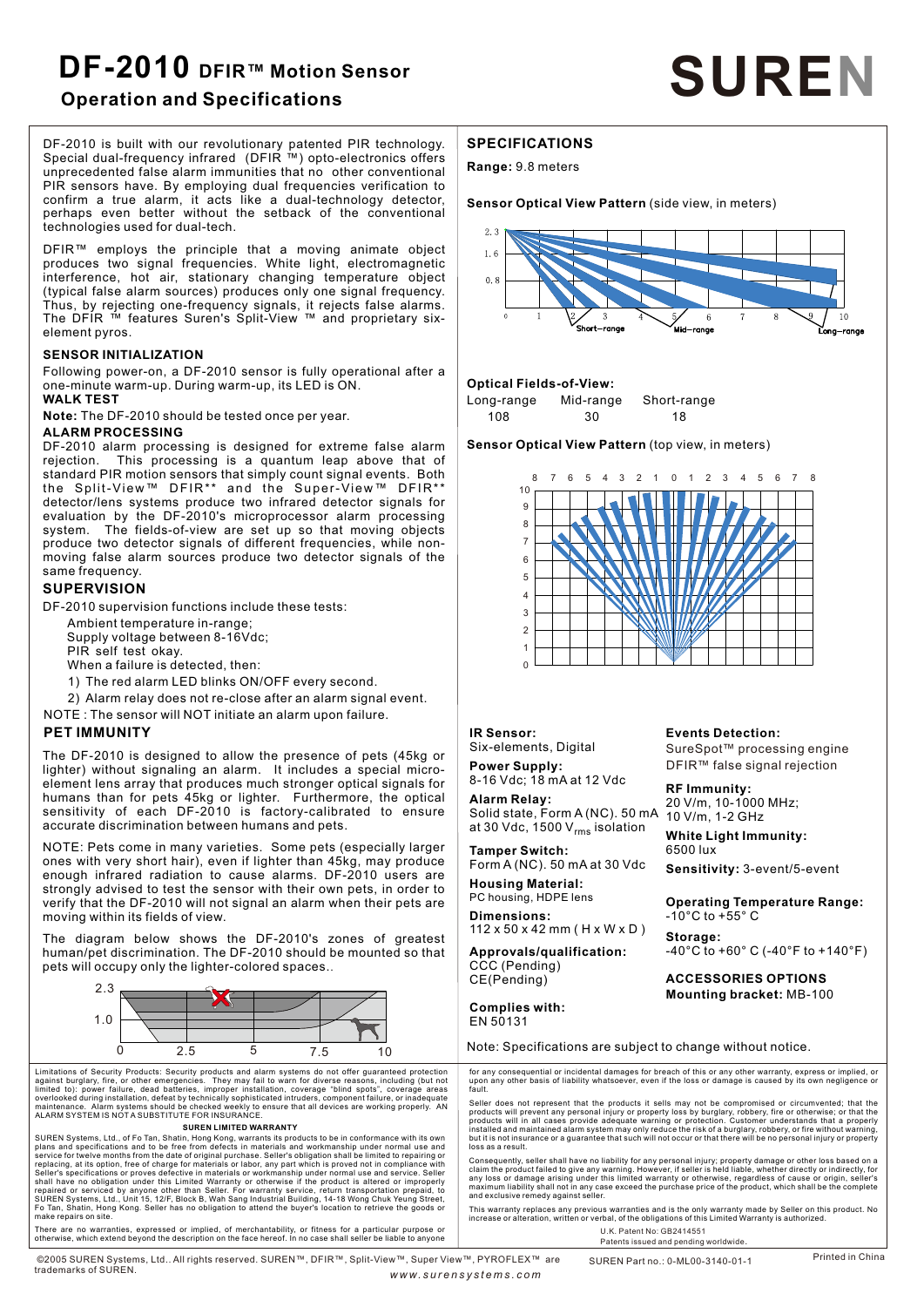# DF-2010 DFIR™ Motion Sensor

## Operation and Specifications

**SUREN**

DF-2010 is built with our revolutionary patented PIR technology. Special dual-frequency infrared (DFIR ™) opto-electronics offers unprecedented false alarm immunities that no other conventional PIR sensors have. By employing dual frequencies verification to confirm a true alarm, it acts like a dual-technology detector, perhaps even better without the setback of the conventional technologies used for dual-tech.

DFIR™ employs the principle that a moving animate object produces two signal frequencies. White light, electromagnetic interference, hot air, stationary changing temperature object (typical false alarm sources) produces only one signal frequency. Thus, by rejecting one-frequency signals, it rejects false alarms. The DFIR ™ features Suren's Split-View ™ and proprietary six-element pyros.

### SENSOR INITIALIZATION

Following power-on, a DF-2010 sensor is fully operational after a one-minute warm-up. During warm-up, its LED is ON.

### WALK TEST

**Note:** The DF-2010 should be tested once per year.

### ALARM PROCESSING

DF-2010 alarm processing is designed for extreme false alarm rejection. This processing is a quantum leap above that of standard PIR motion sensors that simply count signal events. Both the Split-View™ DFIR** and the Super-View™ DFIR** detector/lens systems produce two infrared detector signals for evaluation by the DF-2010's microprocessor alarm processing system. The fields-of-view are set up so that moving objects produce two detector signals of different frequencies, while non-moving false alarm sources produce two detector signals of the same frequency.

### SUPERVISION

DF-2010 supervision functions include these tests:

- Ambient temperature in-range;
- Supply voltage between 8-16Vdc;
- PIR self test okay.

When a failure is detected, then:

1) The red alarm LED blinks ON/OFF every second.
2) Alarm relay does not re-close after an alarm signal event.

NOTE : The sensor will NOT initiate an alarm upon failure.

### PET IMMUNITY

The DF-2010 is designed to allow the presence of pets (45kg or lighter) without signaling an alarm. It includes a special micro-element lens array that produces much stronger optical signals for humans than for pets 45kg or lighter. Furthermore, the optical sensitivity of each DF-2010 is factory-calibrated to ensure accurate discrimination between humans and pets.

NOTE: Pets come in many varieties. Some pets (especially larger ones with very short hair), even if lighter than 45kg, may produce enough infrared radiation to cause alarms. DF-2010 users are strongly advised to test the sensor with their own pets, in order to verify that the DF-2010 will not signal an alarm when their pets are moving within its fields of view.

The diagram below shows the DF-2010's zones of greatest human/pet discrimination. The DF-2010 should be mounted so that pets will occupy only the lighter-colored spaces..

### SPECIFICATIONS

**Range:** 9.8 meters

**Sensor Optical View Pattern** (side view, in meters)

**Optical Fields-of-View:**

| Long-range | Mid-range | Short-range |
|---|---|---|
| 108 | 30 | 18 |

**Sensor Optical View Pattern** (top view, in meters)

**IR Sensor:**
Six-elements, Digital

**Power Supply:**
8-16 Vdc; 18 mA at 12 Vdc

**Alarm Relay:**
Solid state, Form A (NC). 50 mA at 30 Vdc, 1500 $V_{rms}$ isolation

**Tamper Switch:**
Form A (NC). 50 mA at 30 Vdc

**Housing Material:**
PC housing, HDPE lens

**Dimensions:**
112 x 50 x 42 mm ( H x W x D )

**Approvals/qualification:**
CCC (Pending)
CE(Pending)

**Complies with:**
EN 50131

**Events Detection:**
SureSpot™ processing engine
DFIR™ false signal rejection

**RF Immunity:**
20 V/m, 10-1000 MHz;
10 V/m, 1-2 GHz

**White Light Immunity:**
6500 lux

**Sensitivity:** 3-event/5-event

**Operating Temperature Range:**
-10°C to +55° C

**Storage:**
-40°C to +60° C (-40°F to +140°F)

**ACCESSORIES OPTIONS**
**Mounting bracket:** MB-100

Note: Specifications are subject to change without notice.

Limitations of Security Products: Security products and alarm systems do not offer guaranteed protection against burglary, fire, or other emergencies. They may fail to warn for diverse reasons, including (but not limited to): power failure, dead batteries, improper installation, coverage "blind spots", coverage areas overlooked during installation, defeat by technically sophisticated intruders, component failure, or inadequate maintenance. Alarm systems should be checked weekly to ensure that all devices are working properly. AN ALARM SYSTEM IS NOT A SUBSTITUTE FOR INSURANCE.

**SUREN LIMITED WARRANTY**

SUREN Systems, Ltd., of Fo Tan, Shatin, Hong Kong, warrants its products to be in conformance with its own plans and specifications and to be free from defects in materials and workmanship under normal use and service for twelve months from the date of original purchase. Seller's obligation shall be limited to repairing or replacing, at its option, free of charge for materials or labor, any part which is proved not in compliance with Seller's specifications or proves defective in materials or workmanship under normal use and service. Seller shall have no obligation under this Limited Warranty or otherwise if the product is altered or improperly repaired or serviced by anyone other than Seller. For warranty service, return transportation prepaid, to SUREN Systems, Ltd., Unit 15, 12/F, Block B, Wah Sang Industrial Building, 14-18 Wong Chuk Yeung Street, Fo Tan, Shatin, Hong Kong. Seller has no obligation to attend the buyer's location to retrieve the goods or make repairs on site.

There are no warranties, expressed or implied, of merchantability, or fitness for a particular purpose or otherwise, which extend beyond the description on the face hereof. In no case shall seller be liable to anyone for any consequential or incidental damages for breach of this or any other warranty, express or implied, or upon any other basis of liability whatsoever, even if the loss or damage is caused by its own negligence or fault.

Seller does not represent that the products it sells may not be compromised or circumvented; that the products will prevent any personal injury or property loss by burglary, robbery, fire or otherwise; or that the products will in all cases provide adequate warning or protection. Customer understands that a properly installed and maintained alarm system may only reduce the risk of a burglary, robbery, or fire without warning, but it is not insurance or a guarantee that such will not occur or that there will be no personal injury or property loss as a result.

Consequently, seller shall have no liability for any personal injury; property damage or other loss based on a claim the product failed to give any warning. However, if seller is held liable, whether directly or indirectly, for any loss or damage arising under this limited warranty or otherwise, regardless of cause or origin, seller's maximum liability shall not in any case exceed the purchase price of the product, which shall be the complete and exclusive remedy against seller.

This warranty replaces any previous warranties and is the only warranty made by Seller on this product. No increase or alteration, written or verbal, of the obligations of this Limited Warranty is authorized.

U.K. Patent No: GB2414551
Patents issued and pending worldwide.

©2005 SUREN Systems, Ltd.. All rights reserved. SUREN™, DFIR™, Split-View™, Super View™, PYROFLEX™ are trademarks of SUREN.

www.surensystems.com

SUREN Part no.: 0-ML00-3140-01-1

Printed in China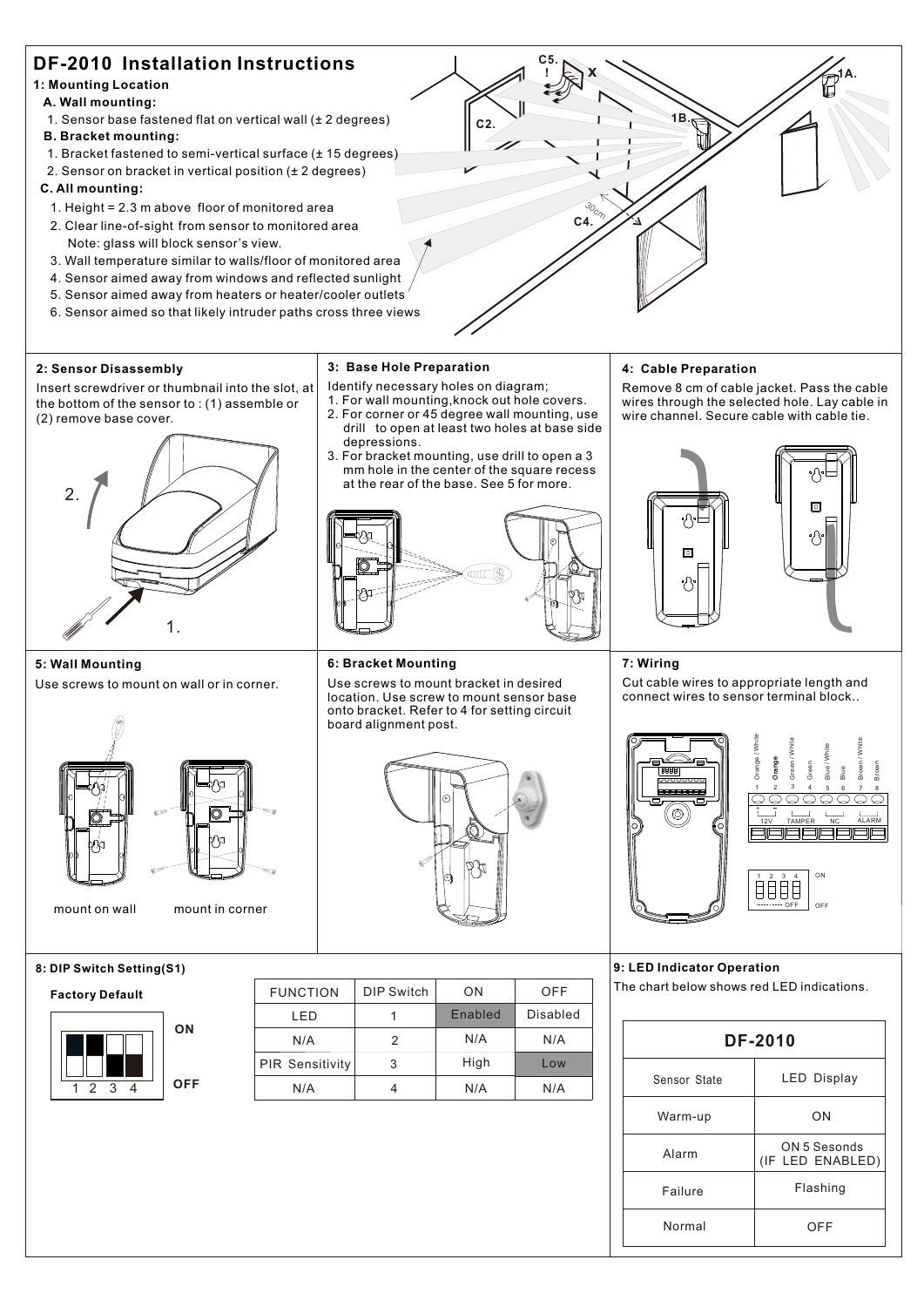# DF-2010 Installation Instructions

## 1: Mounting Location

**A. Wall mounting:**

1. Sensor base fastened flat on vertical wall (± 2 degrees)

**B. Bracket mounting:**

1. Bracket fastened to semi-vertical surface (± 15 degrees)
2. Sensor on bracket in vertical position (± 2 degrees)

**C. All mounting:**

1. Height = 2.3 m above floor of monitored area
2. Clear line-of-sight from sensor to monitored area
   Note: glass will block sensor's view.
3. Wall temperature similar to walls/floor of monitored area
4. Sensor aimed away from windows and reflected sunlight
5. Sensor aimed away from heaters or heater/cooler outlets
6. Sensor aimed so that likely intruder paths cross three views

C5. ! X
1A.
1B.
C2.
30cm
C4.

## 2: Sensor Disassembly

Insert screwdriver or thumbnail into the slot, at the bottom of the sensor to : (1) assemble or (2) remove base cover.

2.
1.

## 3: Base Hole Preparation

Identify necessary holes on diagram;

1. For wall mounting,knock out hole covers.
2. For corner or 45 degree wall mounting, use drill to open at least two holes at base side depressions.
3. For bracket mounting, use drill to open a 3 mm hole in the center of the square recess at the rear of the base. See 5 for more.

## 4: Cable Preparation

Remove 8 cm of cable jacket. Pass the cable wires through the selected hole. Lay cable in wire channel. Secure cable with cable tie.

## 5: Wall Mounting

Use screws to mount on wall or in corner.

mount on wall
mount in corner

## 6: Bracket Mounting

Use screws to mount bracket in desired location. Use screw to mount sensor base onto bracket. Refer to 4 for setting circuit board alignment post.

## 7: Wiring

Cut cable wires to appropriate length and connect wires to sensor terminal block..

Orange / White 1
Orange 2
Green / White 3
Green 4
Blue / White 5
Blue 6
Brown / White 7
Brown 8

12V
TAMPER
NC
ALARM

1 2 3 4 ON
OFF OFF

## 8: DIP Switch Setting(S1)

**Factory Default**

ON
OFF
1 2 3 4

| FUNCTION | DIP Switch | ON | OFF |
|---|---|---|---|
| LED | 1 | Enabled | Disabled |
| N/A | 2 | N/A | N/A |
| PIR Sensitivity | 3 | High | Low |
| N/A | 4 | N/A | N/A |

## 9: LED Indicator Operation

The chart below shows red LED indications.

| DF-2010 | |
|---|---|
| Sensor State | LED Display |
| Warm-up | ON |
| Alarm | ON 5 Sesonds (IF LED ENABLED) |
| Failure | Flashing |
| Normal | OFF |